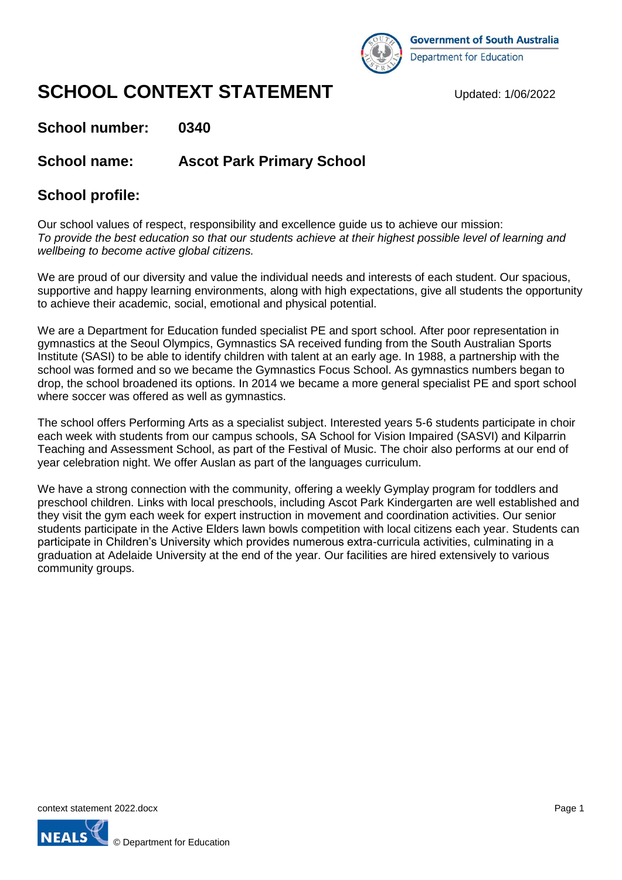Government of South Australia
Department for Education

# SCHOOL CONTEXT STATEMENT

Updated: 1/06/2022

**School number:** **0340**

**School name:** **Ascot Park Primary School**

## School profile:

Our school values of respect, responsibility and excellence guide us to achieve our mission:
*To provide the best education so that our students achieve at their highest possible level of learning and wellbeing to become active global citizens.*

We are proud of our diversity and value the individual needs and interests of each student. Our spacious, supportive and happy learning environments, along with high expectations, give all students the opportunity to achieve their academic, social, emotional and physical potential.

We are a Department for Education funded specialist PE and sport school. After poor representation in gymnastics at the Seoul Olympics, Gymnastics SA received funding from the South Australian Sports Institute (SASI) to be able to identify children with talent at an early age. In 1988, a partnership with the school was formed and so we became the Gymnastics Focus School. As gymnastics numbers began to drop, the school broadened its options. In 2014 we became a more general specialist PE and sport school where soccer was offered as well as gymnastics.

The school offers Performing Arts as a specialist subject. Interested years 5-6 students participate in choir each week with students from our campus schools, SA School for Vision Impaired (SASVI) and Kilparrin Teaching and Assessment School, as part of the Festival of Music. The choir also performs at our end of year celebration night. We offer Auslan as part of the languages curriculum.

We have a strong connection with the community, offering a weekly Gymplay program for toddlers and preschool children. Links with local preschools, including Ascot Park Kindergarten are well established and they visit the gym each week for expert instruction in movement and coordination activities. Our senior students participate in the Active Elders lawn bowls competition with local citizens each year. Students can participate in Children's University which provides numerous extra-curricula activities, culminating in a graduation at Adelaide University at the end of the year. Our facilities are hired extensively to various community groups.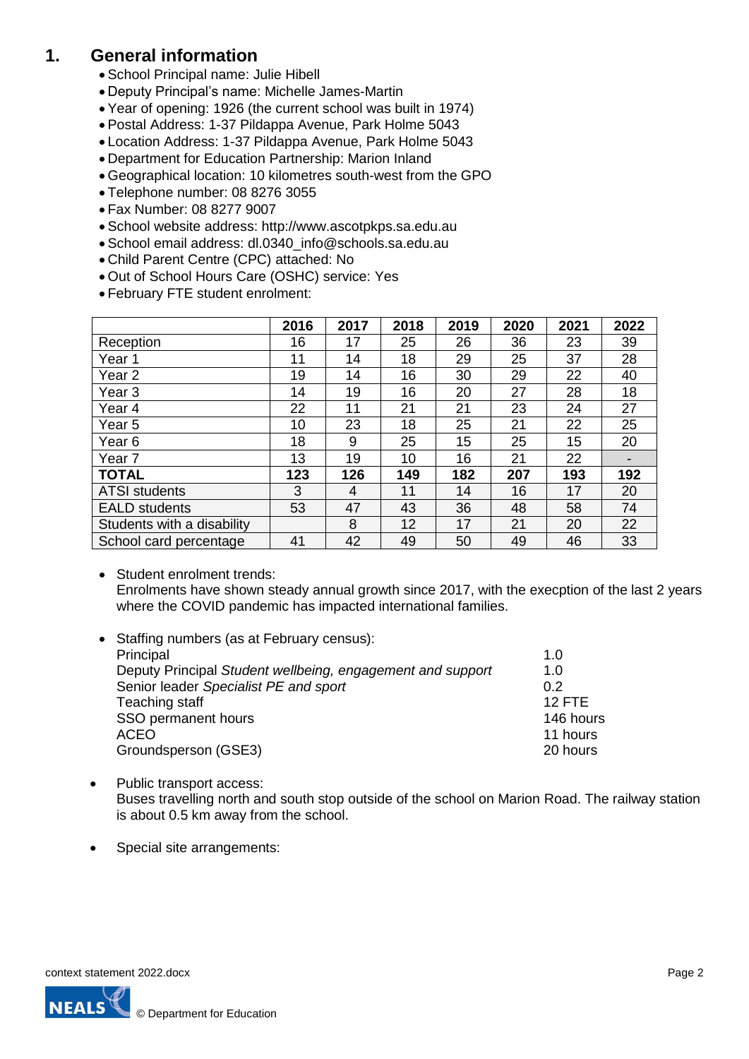## 1. General information

- School Principal name: Julie Hibell
- Deputy Principal's name: Michelle James-Martin
- Year of opening: 1926 (the current school was built in 1974)
- Postal Address: 1-37 Pildappa Avenue, Park Holme 5043
- Location Address: 1-37 Pildappa Avenue, Park Holme 5043
- Department for Education Partnership: Marion Inland
- Geographical location: 10 kilometres south-west from the GPO
- Telephone number: 08 8276 3055
- Fax Number: 08 8277 9007
- School website address: http://www.ascotpkps.sa.edu.au
- School email address: dl.0340_info@schools.sa.edu.au
- Child Parent Centre (CPC) attached: No
- Out of School Hours Care (OSHC) service: Yes
- February FTE student enrolment:

| | 2016 | 2017 | 2018 | 2019 | 2020 | 2021 | 2022 |
|---|---|---|---|---|---|---|---|
| Reception | 16 | 17 | 25 | 26 | 36 | 23 | 39 |
| Year 1 | 11 | 14 | 18 | 29 | 25 | 37 | 28 |
| Year 2 | 19 | 14 | 16 | 30 | 29 | 22 | 40 |
| Year 3 | 14 | 19 | 16 | 20 | 27 | 28 | 18 |
| Year 4 | 22 | 11 | 21 | 21 | 23 | 24 | 27 |
| Year 5 | 10 | 23 | 18 | 25 | 21 | 22 | 25 |
| Year 6 | 18 | 9 | 25 | 15 | 25 | 15 | 20 |
| Year 7 | 13 | 19 | 10 | 16 | 21 | 22 | - |
| **TOTAL** | **123** | **126** | **149** | **182** | **207** | **193** | **192** |
| ATSI students | 3 | 4 | 11 | 14 | 16 | 17 | 20 |
| EALD students | 53 | 47 | 43 | 36 | 48 | 58 | 74 |
| Students with a disability | | 8 | 12 | 17 | 21 | 20 | 22 |
| School card percentage | 41 | 42 | 49 | 50 | 49 | 46 | 33 |

- Student enrolment trends:
  Enrolments have shown steady annual growth since 2017, with the execption of the last 2 years where the COVID pandemic has impacted international families.

- Staffing numbers (as at February census):

| | |
|---|---|
| Principal | 1.0 |
| Deputy Principal *Student wellbeing, engagement and support* | 1.0 |
| Senior leader *Specialist PE and sport* | 0.2 |
| Teaching staff | 12 FTE |
| SSO permanent hours | 146 hours |
| ACEO | 11 hours |
| Groundsperson (GSE3) | 20 hours |

- Public transport access:
  Buses travelling north and south stop outside of the school on Marion Road. The railway station is about 0.5 km away from the school.

- Special site arrangements: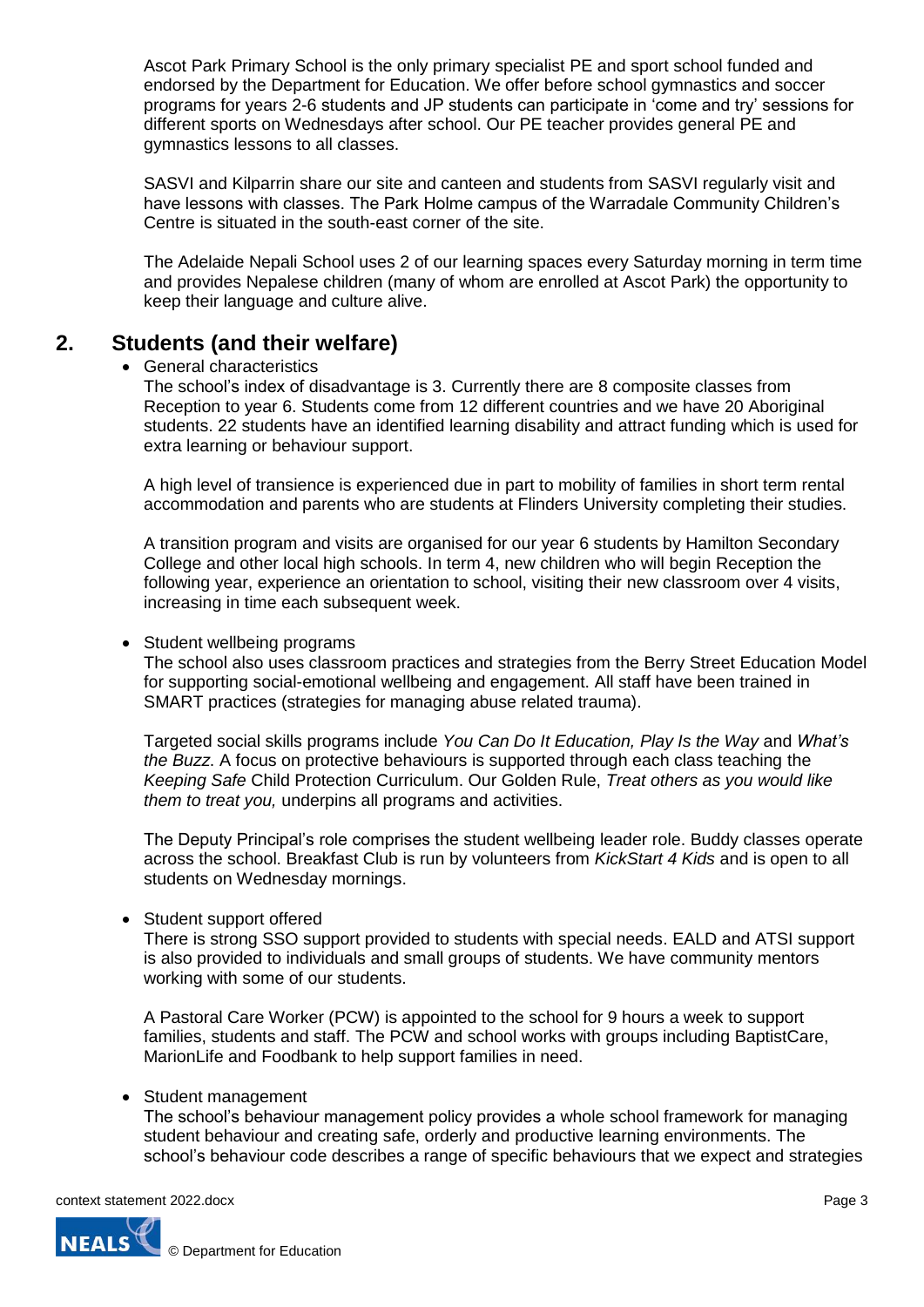Ascot Park Primary School is the only primary specialist PE and sport school funded and endorsed by the Department for Education. We offer before school gymnastics and soccer programs for years 2-6 students and JP students can participate in 'come and try' sessions for different sports on Wednesdays after school. Our PE teacher provides general PE and gymnastics lessons to all classes.

SASVI and Kilparrin share our site and canteen and students from SASVI regularly visit and have lessons with classes. The Park Holme campus of the Warradale Community Children's Centre is situated in the south-east corner of the site.

The Adelaide Nepali School uses 2 of our learning spaces every Saturday morning in term time and provides Nepalese children (many of whom are enrolled at Ascot Park) the opportunity to keep their language and culture alive.

## 2. Students (and their welfare)

- General characteristics

  The school's index of disadvantage is 3. Currently there are 8 composite classes from Reception to year 6. Students come from 12 different countries and we have 20 Aboriginal students. 22 students have an identified learning disability and attract funding which is used for extra learning or behaviour support.

  A high level of transience is experienced due in part to mobility of families in short term rental accommodation and parents who are students at Flinders University completing their studies.

  A transition program and visits are organised for our year 6 students by Hamilton Secondary College and other local high schools. In term 4, new children who will begin Reception the following year, experience an orientation to school, visiting their new classroom over 4 visits, increasing in time each subsequent week.

- Student wellbeing programs

  The school also uses classroom practices and strategies from the Berry Street Education Model for supporting social-emotional wellbeing and engagement. All staff have been trained in SMART practices (strategies for managing abuse related trauma).

  Targeted social skills programs include *You Can Do It Education, Play Is the Way* and *What's the Buzz*. A focus on protective behaviours is supported through each class teaching the *Keeping Safe* Child Protection Curriculum. Our Golden Rule, *Treat others as you would like them to treat you,* underpins all programs and activities.

  The Deputy Principal's role comprises the student wellbeing leader role. Buddy classes operate across the school. Breakfast Club is run by volunteers from *KickStart 4 Kids* and is open to all students on Wednesday mornings.

- Student support offered

  There is strong SSO support provided to students with special needs. EALD and ATSI support is also provided to individuals and small groups of students. We have community mentors working with some of our students.

  A Pastoral Care Worker (PCW) is appointed to the school for 9 hours a week to support families, students and staff. The PCW and school works with groups including BaptistCare, MarionLife and Foodbank to help support families in need.

- Student management

  The school's behaviour management policy provides a whole school framework for managing student behaviour and creating safe, orderly and productive learning environments. The school's behaviour code describes a range of specific behaviours that we expect and strategies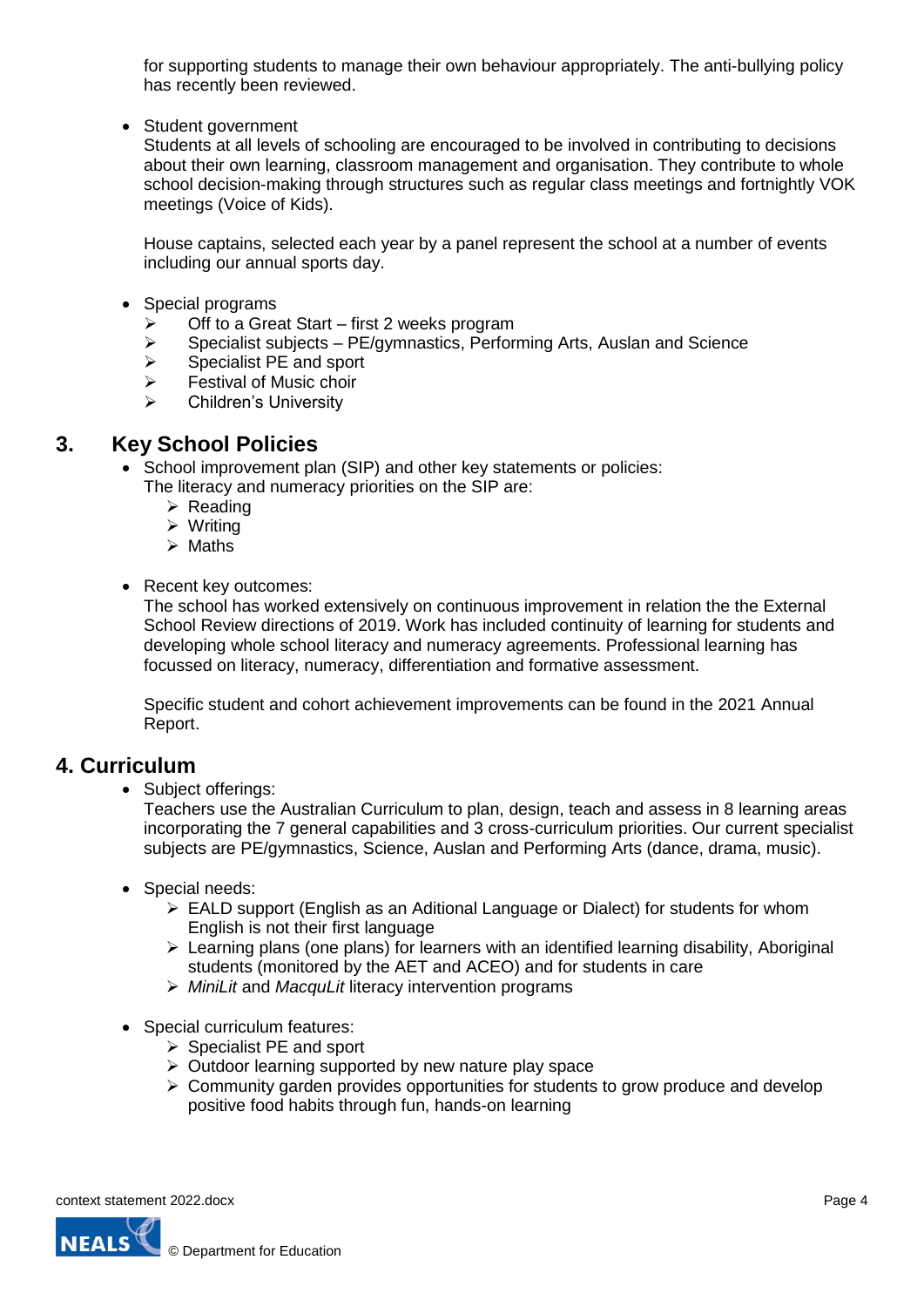for supporting students to manage their own behaviour appropriately. The anti-bullying policy has recently been reviewed.

- Student government
  Students at all levels of schooling are encouraged to be involved in contributing to decisions about their own learning, classroom management and organisation. They contribute to whole school decision-making through structures such as regular class meetings and fortnightly VOK meetings (Voice of Kids).

  House captains, selected each year by a panel represent the school at a number of events including our annual sports day.

- Special programs
  - Off to a Great Start – first 2 weeks program
  - Specialist subjects – PE/gymnastics, Performing Arts, Auslan and Science
  - Specialist PE and sport
  - Festival of Music choir
  - Children's University

## 3. Key School Policies

- School improvement plan (SIP) and other key statements or policies:
  The literacy and numeracy priorities on the SIP are:
  - Reading
  - Writing
  - Maths

- Recent key outcomes:
  The school has worked extensively on continuous improvement in relation the the External School Review directions of 2019. Work has included continuity of learning for students and developing whole school literacy and numeracy agreements. Professional learning has focussed on literacy, numeracy, differentiation and formative assessment.

  Specific student and cohort achievement improvements can be found in the 2021 Annual Report.

## 4. Curriculum

- Subject offerings:
  Teachers use the Australian Curriculum to plan, design, teach and assess in 8 learning areas incorporating the 7 general capabilities and 3 cross-curriculum priorities. Our current specialist subjects are PE/gymnastics, Science, Auslan and Performing Arts (dance, drama, music).

- Special needs:
  - EALD support (English as an Aditional Language or Dialect) for students for whom English is not their first language
  - Learning plans (one plans) for learners with an identified learning disability, Aboriginal students (monitored by the AET and ACEO) and for students in care
  - *MiniLit* and *MacquLit* literacy intervention programs

- Special curriculum features:
  - Specialist PE and sport
  - Outdoor learning supported by new nature play space
  - Community garden provides opportunities for students to grow produce and develop positive food habits through fun, hands-on learning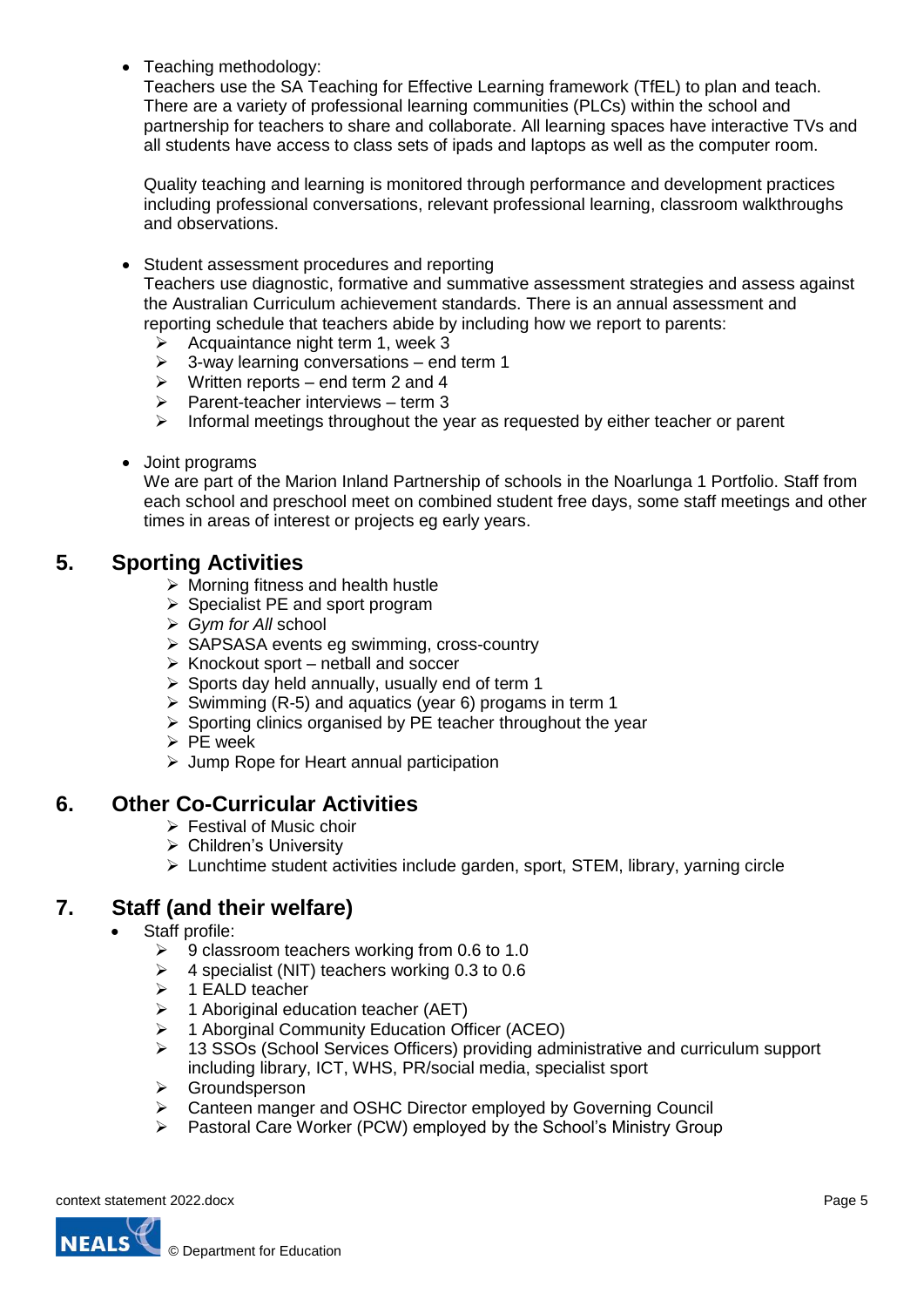- Teaching methodology:
  Teachers use the SA Teaching for Effective Learning framework (TfEL) to plan and teach. There are a variety of professional learning communities (PLCs) within the school and partnership for teachers to share and collaborate. All learning spaces have interactive TVs and all students have access to class sets of ipads and laptops as well as the computer room.

  Quality teaching and learning is monitored through performance and development practices including professional conversations, relevant professional learning, classroom walkthroughs and observations.

- Student assessment procedures and reporting
  Teachers use diagnostic, formative and summative assessment strategies and assess against the Australian Curriculum achievement standards. There is an annual assessment and reporting schedule that teachers abide by including how we report to parents:
  - Acquaintance night term 1, week 3
  - 3-way learning conversations – end term 1
  - Written reports – end term 2 and 4
  - Parent-teacher interviews – term 3
  - Informal meetings throughout the year as requested by either teacher or parent

- Joint programs
  We are part of the Marion Inland Partnership of schools in the Noarlunga 1 Portfolio. Staff from each school and preschool meet on combined student free days, some staff meetings and other times in areas of interest or projects eg early years.

## 5. Sporting Activities

- Morning fitness and health hustle
- Specialist PE and sport program
- *Gym for All* school
- SAPSASA events eg swimming, cross-country
- Knockout sport – netball and soccer
- Sports day held annually, usually end of term 1
- Swimming (R-5) and aquatics (year 6) progams in term 1
- Sporting clinics organised by PE teacher throughout the year
- PE week
- Jump Rope for Heart annual participation

## 6. Other Co-Curricular Activities

- Festival of Music choir
- Children's University
- Lunchtime student activities include garden, sport, STEM, library, yarning circle

## 7. Staff (and their welfare)

- Staff profile:
  - 9 classroom teachers working from 0.6 to 1.0
  - 4 specialist (NIT) teachers working 0.3 to 0.6
  - 1 EALD teacher
  - 1 Aboriginal education teacher (AET)
  - 1 Aborginal Community Education Officer (ACEO)
  - 13 SSOs (School Services Officers) providing administrative and curriculum support including library, ICT, WHS, PR/social media, specialist sport
  - Groundsperson
  - Canteen manger and OSHC Director employed by Governing Council
  - Pastoral Care Worker (PCW) employed by the School's Ministry Group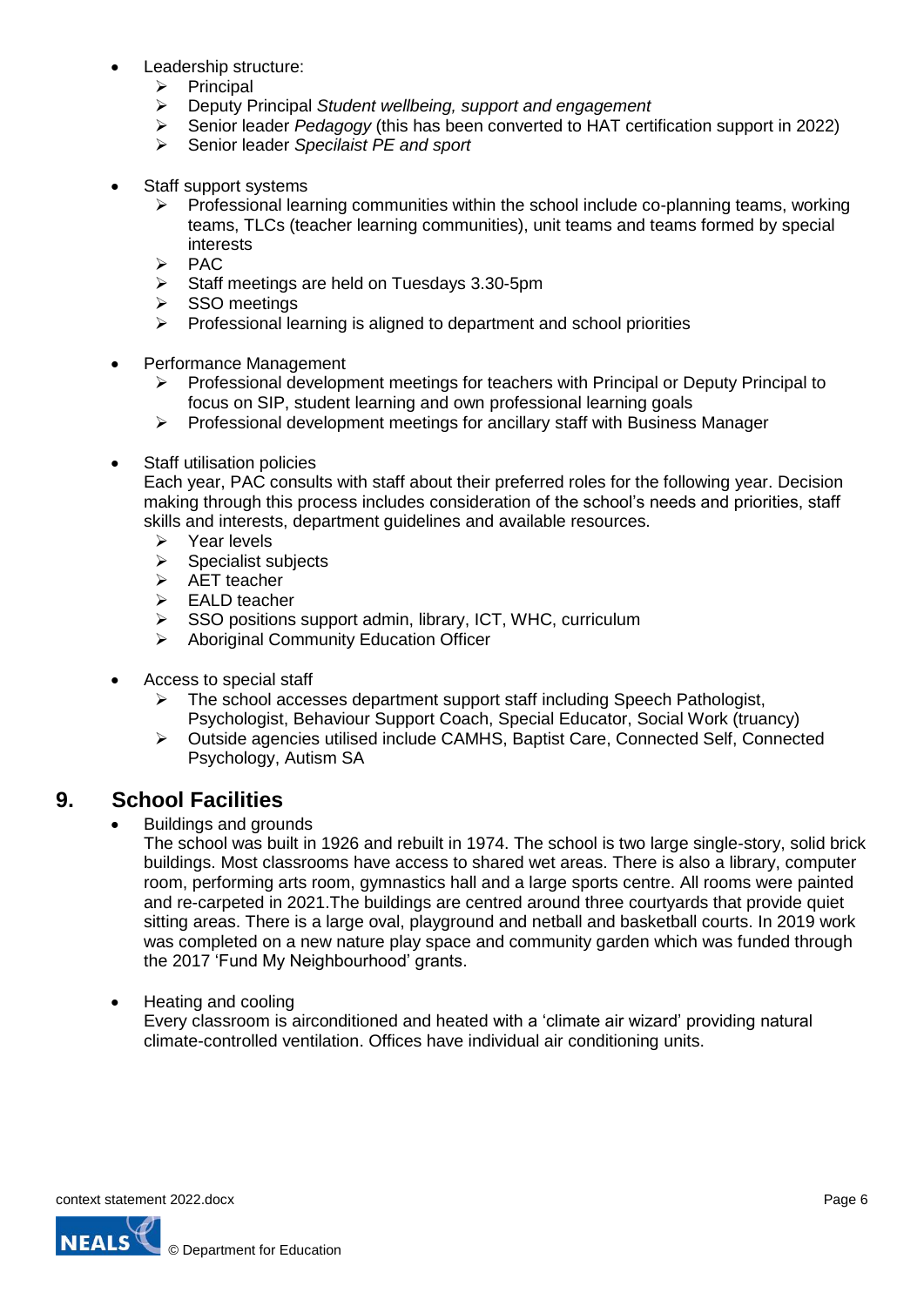- Leadership structure:
  - Principal
  - Deputy Principal *Student wellbeing, support and engagement*
  - Senior leader *Pedagogy* (this has been converted to HAT certification support in 2022)
  - Senior leader *Specilaist PE and sport*

- Staff support systems
  - Professional learning communities within the school include co-planning teams, working teams, TLCs (teacher learning communities), unit teams and teams formed by special interests
  - PAC
  - Staff meetings are held on Tuesdays 3.30-5pm
  - SSO meetings
  - Professional learning is aligned to department and school priorities

- Performance Management
  - Professional development meetings for teachers with Principal or Deputy Principal to focus on SIP, student learning and own professional learning goals
  - Professional development meetings for ancillary staff with Business Manager

- Staff utilisation policies

  Each year, PAC consults with staff about their preferred roles for the following year. Decision making through this process includes consideration of the school's needs and priorities, staff skills and interests, department guidelines and available resources.
  - Year levels
  - Specialist subjects
  - AET teacher
  - EALD teacher
  - SSO positions support admin, library, ICT, WHC, curriculum
  - Aboriginal Community Education Officer

- Access to special staff
  - The school accesses department support staff including Speech Pathologist, Psychologist, Behaviour Support Coach, Special Educator, Social Work (truancy)
  - Outside agencies utilised include CAMHS, Baptist Care, Connected Self, Connected Psychology, Autism SA

## 9. School Facilities

- Buildings and grounds

  The school was built in 1926 and rebuilt in 1974. The school is two large single-story, solid brick buildings. Most classrooms have access to shared wet areas. There is also a library, computer room, performing arts room, gymnastics hall and a large sports centre. All rooms were painted and re-carpeted in 2021.The buildings are centred around three courtyards that provide quiet sitting areas. There is a large oval, playground and netball and basketball courts. In 2019 work was completed on a new nature play space and community garden which was funded through the 2017 'Fund My Neighbourhood' grants.

- Heating and cooling

  Every classroom is airconditioned and heated with a 'climate air wizard' providing natural climate-controlled ventilation. Offices have individual air conditioning units.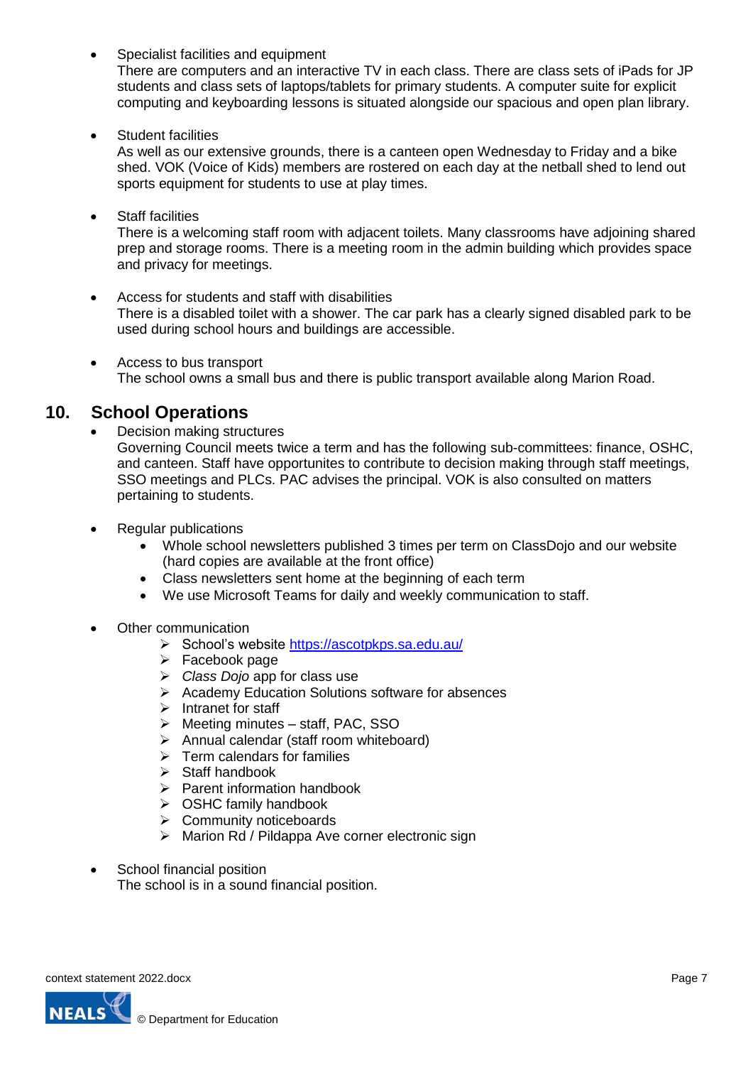- Specialist facilities and equipment
  There are computers and an interactive TV in each class. There are class sets of iPads for JP students and class sets of laptops/tablets for primary students. A computer suite for explicit computing and keyboarding lessons is situated alongside our spacious and open plan library.

- Student facilities
  As well as our extensive grounds, there is a canteen open Wednesday to Friday and a bike shed. VOK (Voice of Kids) members are rostered on each day at the netball shed to lend out sports equipment for students to use at play times.

- Staff facilities
  There is a welcoming staff room with adjacent toilets. Many classrooms have adjoining shared prep and storage rooms. There is a meeting room in the admin building which provides space and privacy for meetings.

- Access for students and staff with disabilities
  There is a disabled toilet with a shower. The car park has a clearly signed disabled park to be used during school hours and buildings are accessible.

- Access to bus transport
  The school owns a small bus and there is public transport available along Marion Road.

## 10. School Operations

- Decision making structures
  Governing Council meets twice a term and has the following sub-committees: finance, OSHC, and canteen. Staff have opportunites to contribute to decision making through staff meetings, SSO meetings and PLCs. PAC advises the principal. VOK is also consulted on matters pertaining to students.

- Regular publications
  - Whole school newsletters published 3 times per term on ClassDojo and our website (hard copies are available at the front office)
  - Class newsletters sent home at the beginning of each term
  - We use Microsoft Teams for daily and weekly communication to staff.

- Other communication
  - School's website [https://ascotpkps.sa.edu.au/](https://ascotpkps.sa.edu.au/)
  - Facebook page
  - *Class Dojo* app for class use
  - Academy Education Solutions software for absences
  - Intranet for staff
  - Meeting minutes – staff, PAC, SSO
  - Annual calendar (staff room whiteboard)
  - Term calendars for families
  - Staff handbook
  - Parent information handbook
  - OSHC family handbook
  - Community noticeboards
  - Marion Rd / Pildappa Ave corner electronic sign

- School financial position
  The school is in a sound financial position.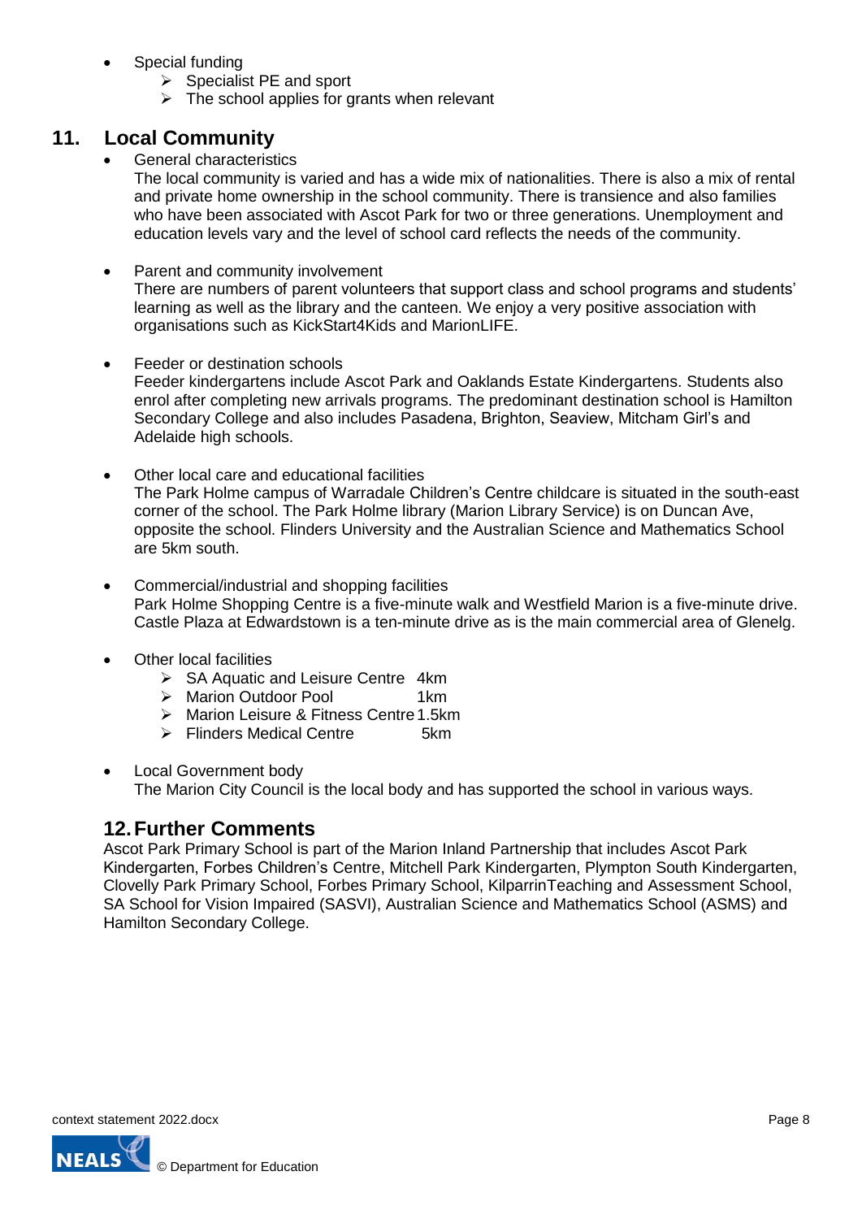- Special funding
  - Specialist PE and sport
  - The school applies for grants when relevant

## 11. Local Community

- General characteristics
  The local community is varied and has a wide mix of nationalities. There is also a mix of rental and private home ownership in the school community. There is transience and also families who have been associated with Ascot Park for two or three generations. Unemployment and education levels vary and the level of school card reflects the needs of the community.

- Parent and community involvement
  There are numbers of parent volunteers that support class and school programs and students' learning as well as the library and the canteen. We enjoy a very positive association with organisations such as KickStart4Kids and MarionLIFE.

- Feeder or destination schools
  Feeder kindergartens include Ascot Park and Oaklands Estate Kindergartens. Students also enrol after completing new arrivals programs. The predominant destination school is Hamilton Secondary College and also includes Pasadena, Brighton, Seaview, Mitcham Girl's and Adelaide high schools.

- Other local care and educational facilities
  The Park Holme campus of Warradale Children's Centre childcare is situated in the south-east corner of the school. The Park Holme library (Marion Library Service) is on Duncan Ave, opposite the school. Flinders University and the Australian Science and Mathematics School are 5km south.

- Commercial/industrial and shopping facilities
  Park Holme Shopping Centre is a five-minute walk and Westfield Marion is a five-minute drive. Castle Plaza at Edwardstown is a ten-minute drive as is the main commercial area of Glenelg.

- Other local facilities
  - SA Aquatic and Leisure Centre 4km
  - Marion Outdoor Pool 1km
  - Marion Leisure & Fitness Centre 1.5km
  - Flinders Medical Centre 5km

- Local Government body
  The Marion City Council is the local body and has supported the school in various ways.

## 12. Further Comments

Ascot Park Primary School is part of the Marion Inland Partnership that includes Ascot Park Kindergarten, Forbes Children's Centre, Mitchell Park Kindergarten, Plympton South Kindergarten, Clovelly Park Primary School, Forbes Primary School, KilparrinTeaching and Assessment School, SA School for Vision Impaired (SASVI), Australian Science and Mathematics School (ASMS) and Hamilton Secondary College.